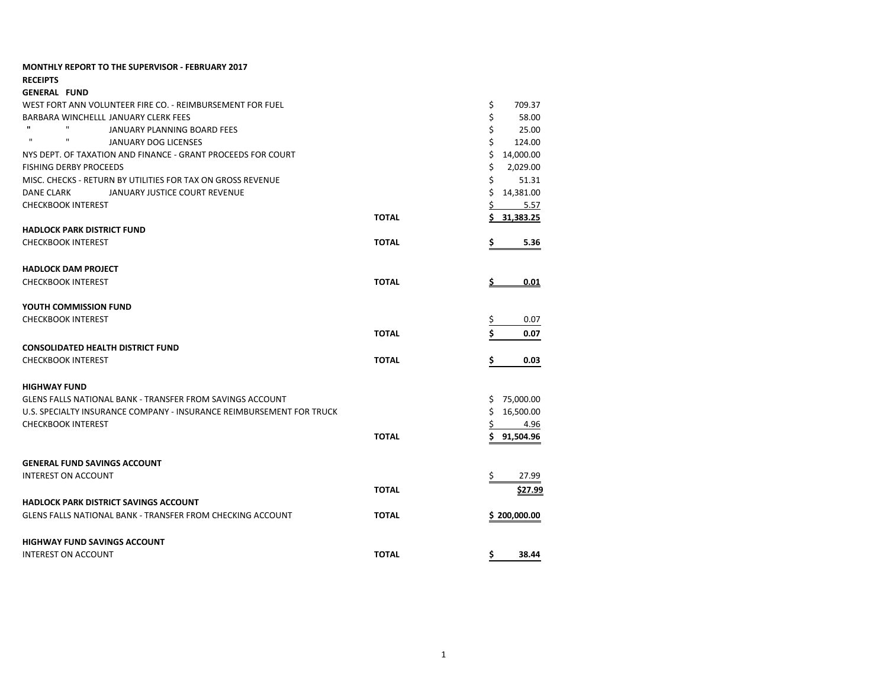**MONTHLY REPORT TO THE SUPERVISOR - FEBRUARY 2017**

**RECEIPTS**

**GENERAL FUND**

| | | |
|---|---|---|
| WEST FORT ANN VOLUNTEER FIRE CO. - REIMBURSEMENT FOR FUEL | | $ 709.37 |
| BARBARA WINCHELLL JANUARY CLERK FEES | | $ 58.00 |
| " " JANUARY PLANNING BOARD FEES | | $ 25.00 |
| " " JANUARY DOG LICENSES | | $ 124.00 |
| NYS DEPT. OF TAXATION AND FINANCE - GRANT PROCEEDS FOR COURT | | $ 14,000.00 |
| FISHING DERBY PROCEEDS | | $ 2,029.00 |
| MISC. CHECKS - RETURN BY UTILITIES FOR TAX ON GROSS REVENUE | | $ 51.31 |
| DANE CLARK JANUARY JUSTICE COURT REVENUE | | $ 14,381.00 |
| CHECKBOOK INTEREST | | $ 5.57 |
| | **TOTAL** | $ 31,383.25 |

**HADLOCK PARK DISTRICT FUND**

| | | |
|---|---|---|
| CHECKBOOK INTEREST | **TOTAL** | **$ 5.36** |

**HADLOCK DAM PROJECT**

| | | |
|---|---|---|
| CHECKBOOK INTEREST | **TOTAL** | **$ 0.01** |

**YOUTH COMMISSION FUND**

| | | |
|---|---|---|
| CHECKBOOK INTEREST | | $ 0.07 |
| | **TOTAL** | **$ 0.07** |

**CONSOLIDATED HEALTH DISTRICT FUND**

| | | |
|---|---|---|
| CHECKBOOK INTEREST | **TOTAL** | **$ 0.03** |

**HIGHWAY FUND**

| | | |
|---|---|---|
| GLENS FALLS NATIONAL BANK - TRANSFER FROM SAVINGS ACCOUNT | | $ 75,000.00 |
| U.S. SPECIALTY INSURANCE COMPANY - INSURANCE REIMBURSEMENT FOR TRUCK | | $ 16,500.00 |
| CHECKBOOK INTEREST | | $ 4.96 |
| | **TOTAL** | **$ 91,504.96** |

**GENERAL FUND SAVINGS ACCOUNT**

| | | |
|---|---|---|
| INTEREST ON ACCOUNT | | $ 27.99 |
| | **TOTAL** | **$27.99** |

**HADLOCK PARK DISTRICT SAVINGS ACCOUNT**

| | | |
|---|---|---|
| GLENS FALLS NATIONAL BANK - TRANSFER FROM CHECKING ACCOUNT | **TOTAL** | **$ 200,000.00** |

**HIGHWAY FUND SAVINGS ACCOUNT**

| | | |
|---|---|---|
| INTEREST ON ACCOUNT | **TOTAL** | **$ 38.44** |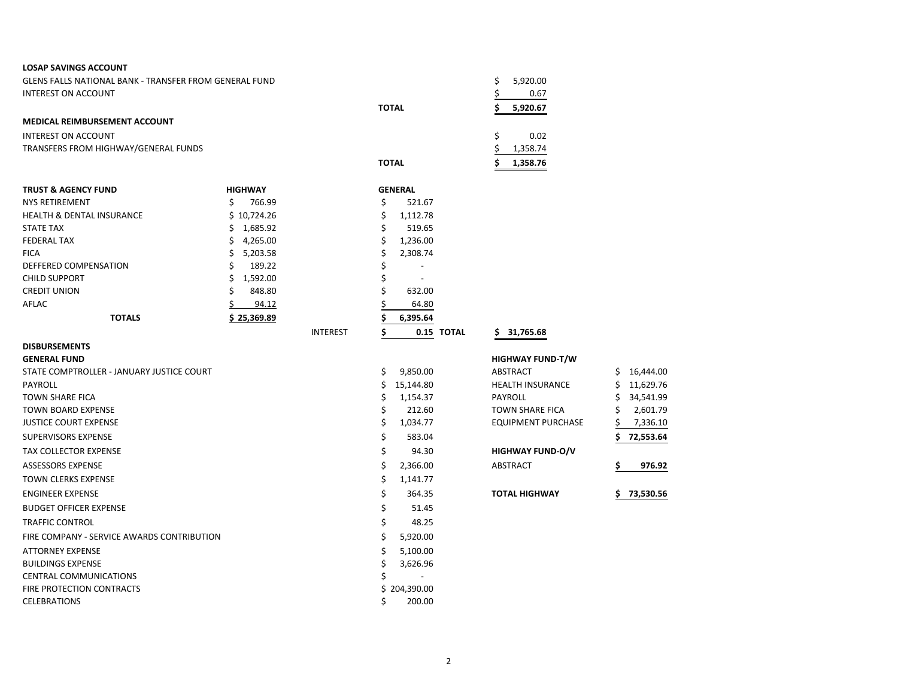**LOSAP SAVINGS ACCOUNT**

| | | |
|---|---|---|
| GLENS FALLS NATIONAL BANK - TRANSFER FROM GENERAL FUND | | $ 5,920.00 |
| INTEREST ON ACCOUNT | | $ 0.67 |
| | **TOTAL** | **$ 5,920.67** |

**MEDICAL REIMBURSEMENT ACCOUNT**

| | | |
|---|---|---|
| INTEREST ON ACCOUNT | | $ 0.02 |
| TRANSFERS FROM HIGHWAY/GENERAL FUNDS | | $ 1,358.74 |
| | **TOTAL** | **$ 1,358.76** |

| **TRUST & AGENCY FUND** | **HIGHWAY** | | **GENERAL** | | |
|---|---|---|---|---|---|
| NYS RETIREMENT | $ 766.99 | | $ 521.67 | | |
| HEALTH & DENTAL INSURANCE | $ 10,724.26 | | $ 1,112.78 | | |
| STATE TAX | $ 1,685.92 | | $ 519.65 | | |
| FEDERAL TAX | $ 4,265.00 | | $ 1,236.00 | | |
| FICA | $ 5,203.58 | | $ 2,308.74 | | |
| DEFFERED COMPENSATION | $ 189.22 | | $ - | | |
| CHILD SUPPORT | $ 1,592.00 | | $ - | | |
| CREDIT UNION | $ 848.80 | | $ 632.00 | | |
| AFLAC | $ 94.12 | | $ 64.80 | | |
| **TOTALS** | **$ 25,369.89** | | **$ 6,395.64** | | |
| | | INTEREST | **$ 0.15** | **TOTAL** | **$ 31,765.68** |

**DISBURSEMENTS**

| **GENERAL FUND** | | **HIGHWAY FUND-T/W** | |
|---|---|---|---|
| STATE COMPTROLLER - JANUARY JUSTICE COURT | $ 9,850.00 | ABSTRACT | $ 16,444.00 |
| PAYROLL | $ 15,144.80 | HEALTH INSURANCE | $ 11,629.76 |
| TOWN SHARE FICA | $ 1,154.37 | PAYROLL | $ 34,541.99 |
| TOWN BOARD EXPENSE | $ 212.60 | TOWN SHARE FICA | $ 2,601.79 |
| JUSTICE COURT EXPENSE | $ 1,034.77 | EQUIPMENT PURCHASE | $ 7,336.10 |
| SUPERVISORS EXPENSE | $ 583.04 | | **$ 72,553.64** |
| TAX COLLECTOR EXPENSE | $ 94.30 | **HIGHWAY FUND-O/V** | |
| ASSESSORS EXPENSE | $ 2,366.00 | ABSTRACT | **$ 976.92** |
| TOWN CLERKS EXPENSE | $ 1,141.77 | | |
| ENGINEER EXPENSE | $ 364.35 | **TOTAL HIGHWAY** | **$ 73,530.56** |
| BUDGET OFFICER EXPENSE | $ 51.45 | | |
| TRAFFIC CONTROL | $ 48.25 | | |
| FIRE COMPANY - SERVICE AWARDS CONTRIBUTION | $ 5,920.00 | | |
| ATTORNEY EXPENSE | $ 5,100.00 | | |
| BUILDINGS EXPENSE | $ 3,626.96 | | |
| CENTRAL COMMUNICATIONS | $ - | | |
| FIRE PROTECTION CONTRACTS | $ 204,390.00 | | |
| CELEBRATIONS | $ 200.00 | | |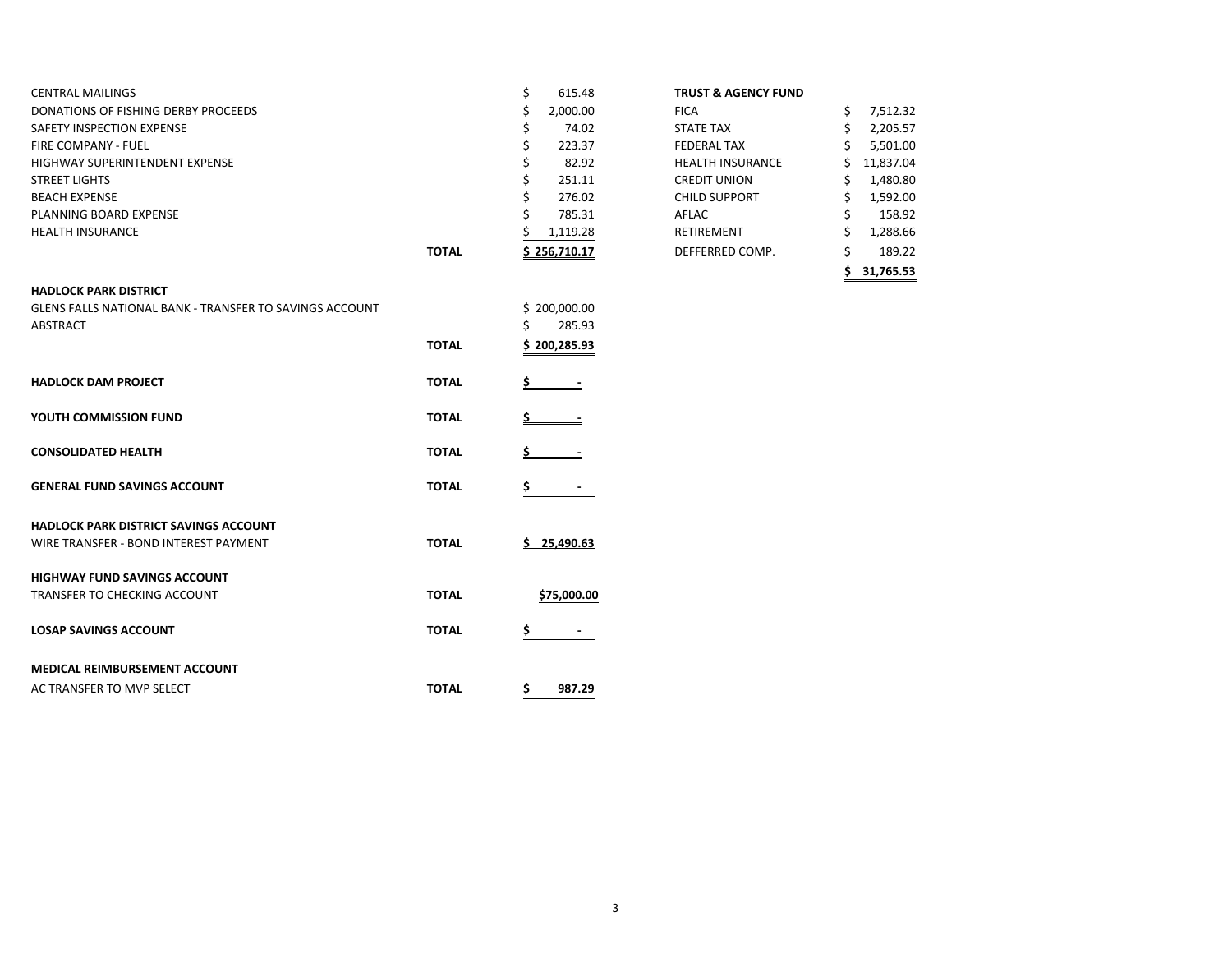| | | |
|---|---|---|
| CENTRAL MAILINGS | | $ 615.48 |
| DONATIONS OF FISHING DERBY PROCEEDS | | $ 2,000.00 |
| SAFETY INSPECTION EXPENSE | | $ 74.02 |
| FIRE COMPANY - FUEL | | $ 223.37 |
| HIGHWAY SUPERINTENDENT EXPENSE | | $ 82.92 |
| STREET LIGHTS | | $ 251.11 |
| BEACH EXPENSE | | $ 276.02 |
| PLANNING BOARD EXPENSE | | $ 785.31 |
| HEALTH INSURANCE | | $ 1,119.28 |
| | **TOTAL** | **$ 256,710.17** |

| **TRUST & AGENCY FUND** | |
|---|---|
| FICA | $ 7,512.32 |
| STATE TAX | $ 2,205.57 |
| FEDERAL TAX | $ 5,501.00 |
| HEALTH INSURANCE | $ 11,837.04 |
| CREDIT UNION | $ 1,480.80 |
| CHILD SUPPORT | $ 1,592.00 |
| AFLAC | $ 158.92 |
| RETIREMENT | $ 1,288.66 |
| DEFFERRED COMP. | $ 189.22 |
| | **$ 31,765.53** |

| | | |
|---|---|---|
| **HADLOCK PARK DISTRICT** | | |
| GLENS FALLS NATIONAL BANK - TRANSFER TO SAVINGS ACCOUNT | | $ 200,000.00 |
| ABSTRACT | | $ 285.93 |
| | **TOTAL** | **$ 200,285.93** |
| **HADLOCK DAM PROJECT** | **TOTAL** | **$ -** |
| **YOUTH COMMISSION FUND** | **TOTAL** | **$ -** |
| **CONSOLIDATED HEALTH** | **TOTAL** | **$ -** |
| **GENERAL FUND SAVINGS ACCOUNT** | **TOTAL** | **$ -** |
| **HADLOCK PARK DISTRICT SAVINGS ACCOUNT** | | |
| WIRE TRANSFER - BOND INTEREST PAYMENT | **TOTAL** | **$ 25,490.63** |
| **HIGHWAY FUND SAVINGS ACCOUNT** | | |
| TRANSFER TO CHECKING ACCOUNT | **TOTAL** | **$75,000.00** |
| **LOSAP SAVINGS ACCOUNT** | **TOTAL** | **$ -** |
| **MEDICAL REIMBURSEMENT ACCOUNT** | | |
| AC TRANSFER TO MVP SELECT | **TOTAL** | **$ 987.29** |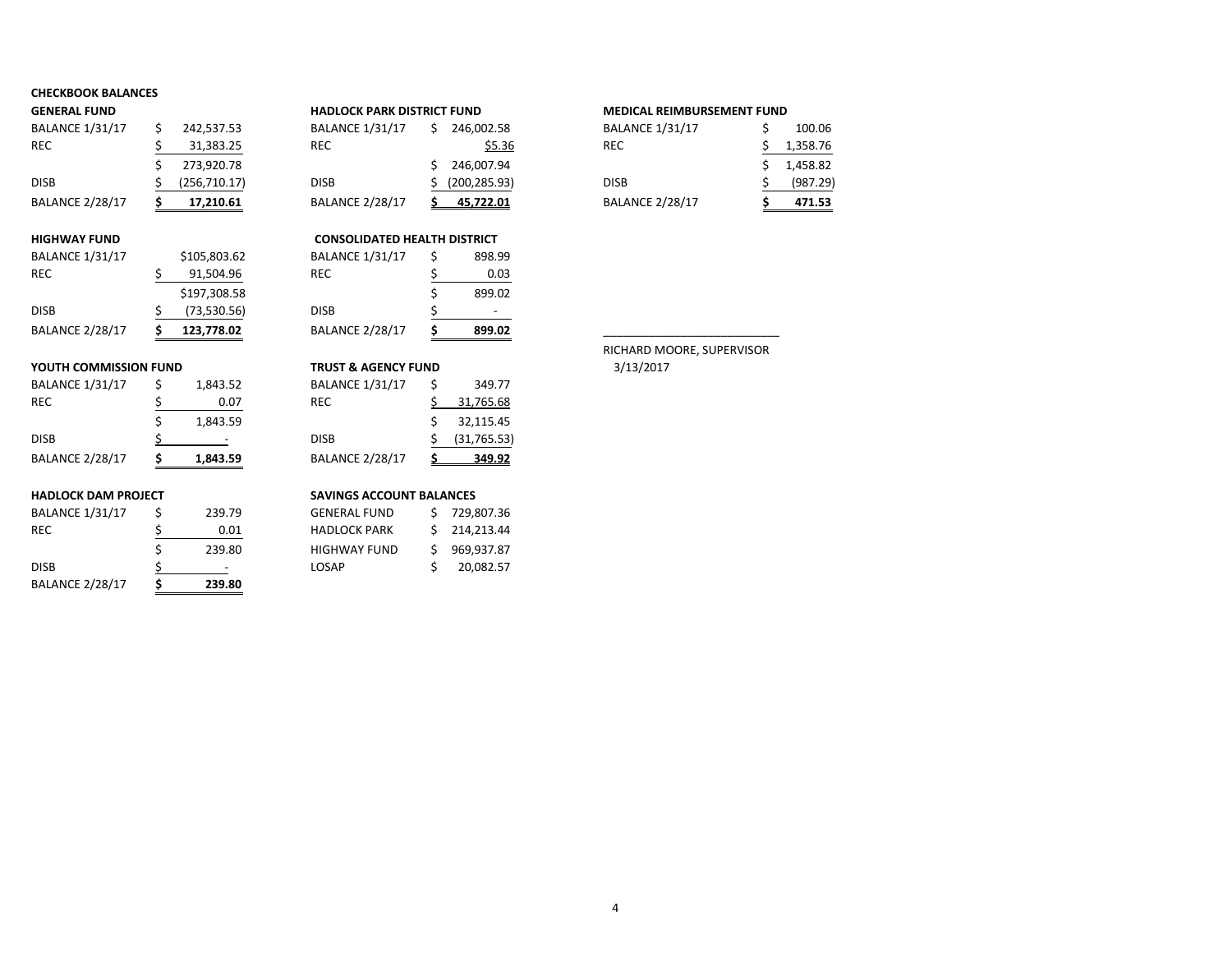## CHECKBOOK BALANCES

### GENERAL FUND

| | |
|---|---|
| BALANCE 1/31/17 | $ 242,537.53 |
| REC | $ 31,383.25 |
| | $ 273,920.78 |
| DISB | $ (256,710.17) |
| BALANCE 2/28/17 | **$ 17,210.61** |

### HADLOCK PARK DISTRICT FUND

| | |
|---|---|
| BALANCE 1/31/17 | $ 246,002.58 |
| REC | $5.36 |
| | $ 246,007.94 |
| DISB | $ (200,285.93) |
| BALANCE 2/28/17 | **$ 45,722.01** |

### MEDICAL REIMBURSEMENT FUND

| | |
|---|---|
| BALANCE 1/31/17 | $ 100.06 |
| REC | $ 1,358.76 |
| | $ 1,458.82 |
| DISB | $ (987.29) |
| BALANCE 2/28/17 | **$ 471.53** |

### HIGHWAY FUND

| | |
|---|---|
| BALANCE 1/31/17 | $105,803.62 |
| REC | $ 91,504.96 |
| | $197,308.58 |
| DISB | $ (73,530.56) |
| BALANCE 2/28/17 | **$ 123,778.02** |

### CONSOLIDATED HEALTH DISTRICT

| | |
|---|---|
| BALANCE 1/31/17 | $ 898.99 |
| REC | $ 0.03 |
| | $ 899.02 |
| DISB | $ - |
| BALANCE 2/28/17 | **$ 899.02** |

### YOUTH COMMISSION FUND

| | |
|---|---|
| BALANCE 1/31/17 | $ 1,843.52 |
| REC | $ 0.07 |
| | $ 1,843.59 |
| DISB | $ - |
| BALANCE 2/28/17 | **$ 1,843.59** |

### TRUST & AGENCY FUND

| | |
|---|---|
| BALANCE 1/31/17 | $ 349.77 |
| REC | $ 31,765.68 |
| | $ 32,115.45 |
| DISB | $ (31,765.53) |
| BALANCE 2/28/17 | **$ 349.92** |

### HADLOCK DAM PROJECT

| | |
|---|---|
| BALANCE 1/31/17 | $ 239.79 |
| REC | $ 0.01 |
| | $ 239.80 |
| DISB | $ - |
| BALANCE 2/28/17 | **$ 239.80** |

### SAVINGS ACCOUNT BALANCES

| | |
|---|---|
| GENERAL FUND | $ 729,807.36 |
| HADLOCK PARK | $ 214,213.44 |
| HIGHWAY FUND | $ 969,937.87 |
| LOSAP | $ 20,082.57 |

___________________________

RICHARD MOORE, SUPERVISOR

3/13/2017